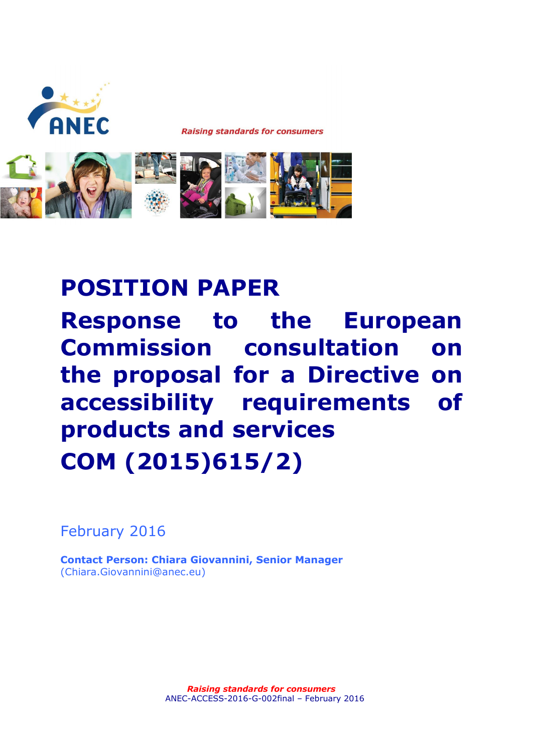ANEC

*Raising standards for consumers*

# POSITION PAPER

# Response to the European Commission consultation on the proposal for a Directive on accessibility requirements of products and services

# COM (2015)615/2)

February 2016

**Contact Person: Chiara Giovannini, Senior Manager**
(Chiara.Giovannini@anec.eu)

*Raising standards for consumers*
ANEC-ACCESS-2016-G-002final – February 2016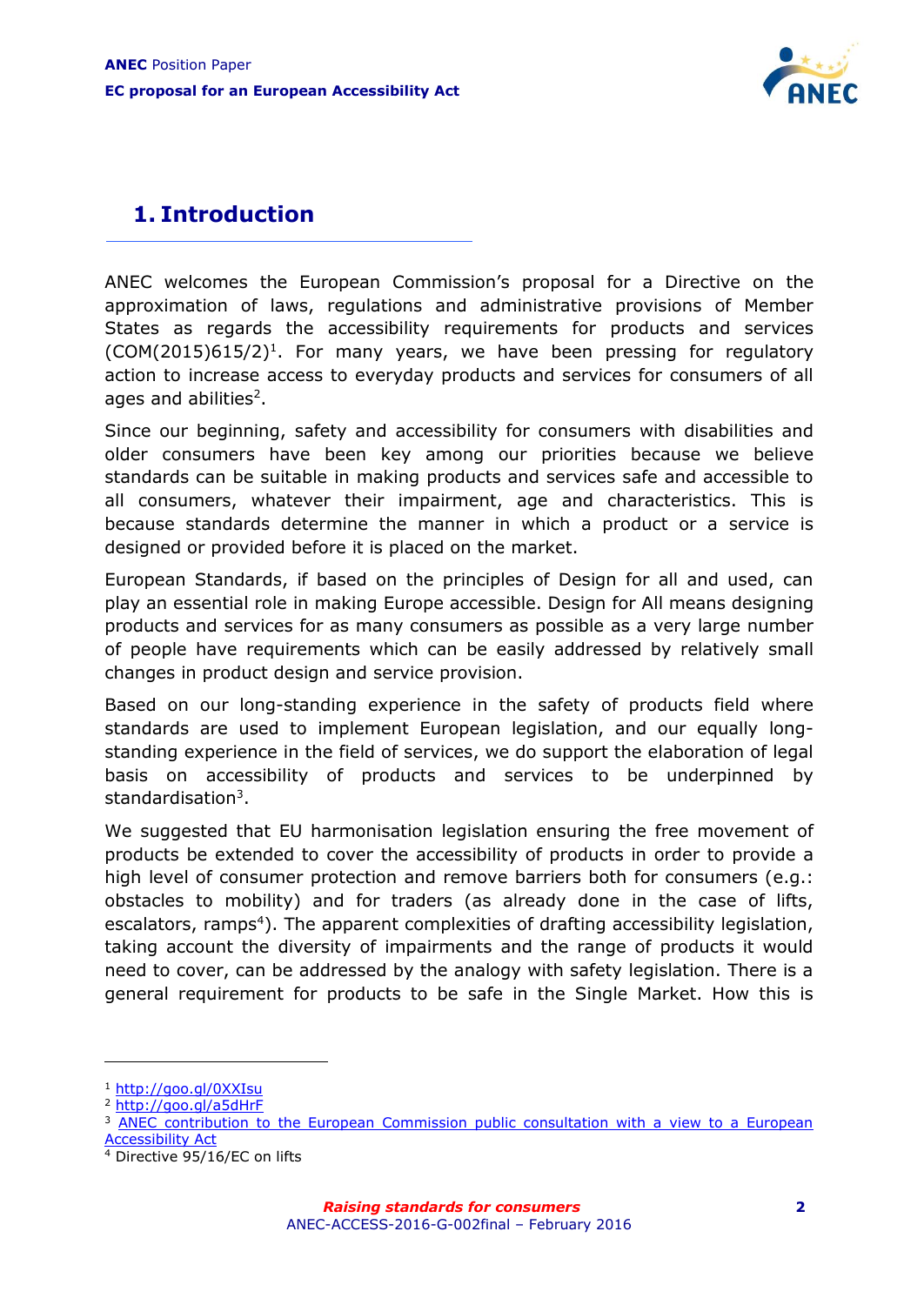# 1. Introduction

ANEC welcomes the European Commission's proposal for a Directive on the approximation of laws, regulations and administrative provisions of Member States as regards the accessibility requirements for products and services (COM(2015)615/2)[1]. For many years, we have been pressing for regulatory action to increase access to everyday products and services for consumers of all ages and abilities[2].

Since our beginning, safety and accessibility for consumers with disabilities and older consumers have been key among our priorities because we believe standards can be suitable in making products and services safe and accessible to all consumers, whatever their impairment, age and characteristics. This is because standards determine the manner in which a product or a service is designed or provided before it is placed on the market.

European Standards, if based on the principles of Design for all and used, can play an essential role in making Europe accessible. Design for All means designing products and services for as many consumers as possible as a very large number of people have requirements which can be easily addressed by relatively small changes in product design and service provision.

Based on our long-standing experience in the safety of products field where standards are used to implement European legislation, and our equally long-standing experience in the field of services, we do support the elaboration of legal basis on accessibility of products and services to be underpinned by standardisation[3].

We suggested that EU harmonisation legislation ensuring the free movement of products be extended to cover the accessibility of products in order to provide a high level of consumer protection and remove barriers both for consumers (e.g.: obstacles to mobility) and for traders (as already done in the case of lifts, escalators, ramps[4]). The apparent complexities of drafting accessibility legislation, taking account the diversity of impairments and the range of products it would need to cover, can be addressed by the analogy with safety legislation. There is a general requirement for products to be safe in the Single Market. How this is

---

[1] http://goo.gl/0XXIsu

[2] http://goo.gl/a5dHrF

[3] ANEC contribution to the European Commission public consultation with a view to a European Accessibility Act

[4] Directive 95/16/EC on lifts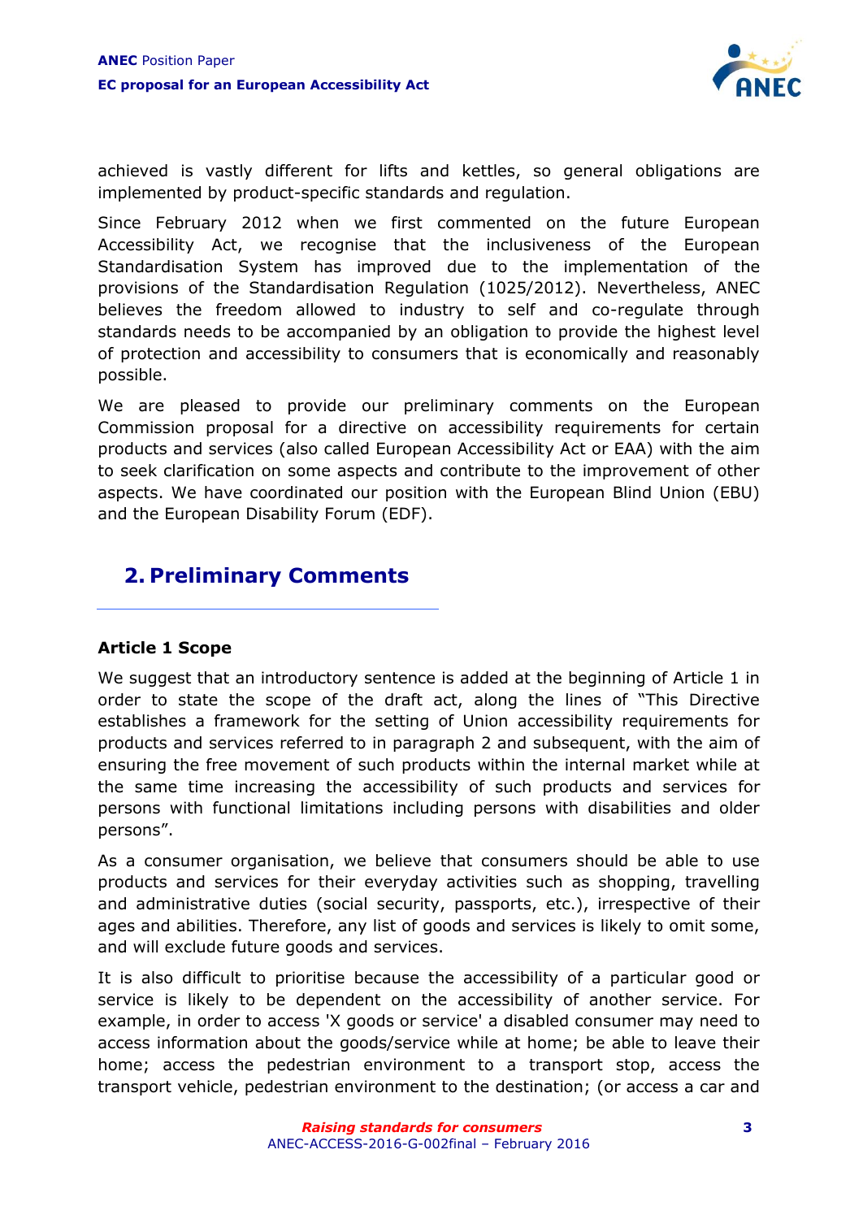achieved is vastly different for lifts and kettles, so general obligations are implemented by product-specific standards and regulation.

Since February 2012 when we first commented on the future European Accessibility Act, we recognise that the inclusiveness of the European Standardisation System has improved due to the implementation of the provisions of the Standardisation Regulation (1025/2012). Nevertheless, ANEC believes the freedom allowed to industry to self and co-regulate through standards needs to be accompanied by an obligation to provide the highest level of protection and accessibility to consumers that is economically and reasonably possible.

We are pleased to provide our preliminary comments on the European Commission proposal for a directive on accessibility requirements for certain products and services (also called European Accessibility Act or EAA) with the aim to seek clarification on some aspects and contribute to the improvement of other aspects. We have coordinated our position with the European Blind Union (EBU) and the European Disability Forum (EDF).

## 2. Preliminary Comments

### Article 1 Scope

We suggest that an introductory sentence is added at the beginning of Article 1 in order to state the scope of the draft act, along the lines of "This Directive establishes a framework for the setting of Union accessibility requirements for products and services referred to in paragraph 2 and subsequent, with the aim of ensuring the free movement of such products within the internal market while at the same time increasing the accessibility of such products and services for persons with functional limitations including persons with disabilities and older persons".

As a consumer organisation, we believe that consumers should be able to use products and services for their everyday activities such as shopping, travelling and administrative duties (social security, passports, etc.), irrespective of their ages and abilities. Therefore, any list of goods and services is likely to omit some, and will exclude future goods and services.

It is also difficult to prioritise because the accessibility of a particular good or service is likely to be dependent on the accessibility of another service. For example, in order to access 'X goods or service' a disabled consumer may need to access information about the goods/service while at home; be able to leave their home; access the pedestrian environment to a transport stop, access the transport vehicle, pedestrian environment to the destination; (or access a car and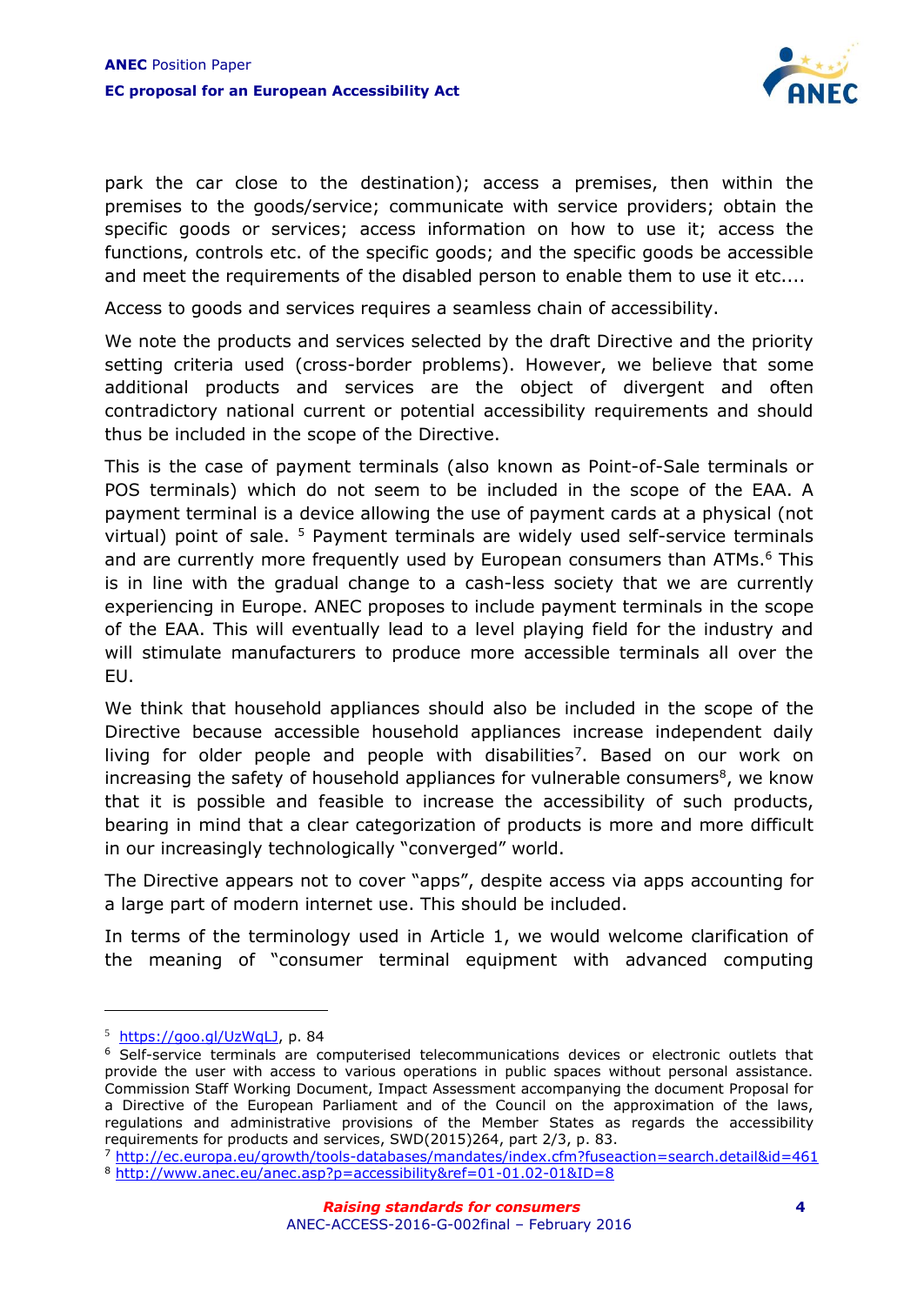park the car close to the destination); access a premises, then within the premises to the goods/service; communicate with service providers; obtain the specific goods or services; access information on how to use it; access the functions, controls etc. of the specific goods; and the specific goods be accessible and meet the requirements of the disabled person to enable them to use it etc....

Access to goods and services requires a seamless chain of accessibility.

We note the products and services selected by the draft Directive and the priority setting criteria used (cross-border problems). However, we believe that some additional products and services are the object of divergent and often contradictory national current or potential accessibility requirements and should thus be included in the scope of the Directive.

This is the case of payment terminals (also known as Point-of-Sale terminals or POS terminals) which do not seem to be included in the scope of the EAA. A payment terminal is a device allowing the use of payment cards at a physical (not virtual) point of sale. [5] Payment terminals are widely used self-service terminals and are currently more frequently used by European consumers than ATMs.[6] This is in line with the gradual change to a cash-less society that we are currently experiencing in Europe. ANEC proposes to include payment terminals in the scope of the EAA. This will eventually lead to a level playing field for the industry and will stimulate manufacturers to produce more accessible terminals all over the EU.

We think that household appliances should also be included in the scope of the Directive because accessible household appliances increase independent daily living for older people and people with disabilities[7]. Based on our work on increasing the safety of household appliances for vulnerable consumers[8], we know that it is possible and feasible to increase the accessibility of such products, bearing in mind that a clear categorization of products is more and more difficult in our increasingly technologically "converged" world.

The Directive appears not to cover "apps", despite access via apps accounting for a large part of modern internet use. This should be included.

In terms of the terminology used in Article 1, we would welcome clarification of the meaning of "consumer terminal equipment with advanced computing

---

[5] https://goo.gl/UzWqLJ, p. 84

[6] Self-service terminals are computerised telecommunications devices or electronic outlets that provide the user with access to various operations in public spaces without personal assistance. Commission Staff Working Document, Impact Assessment accompanying the document Proposal for a Directive of the European Parliament and of the Council on the approximation of the laws, regulations and administrative provisions of the Member States as regards the accessibility requirements for products and services, SWD(2015)264, part 2/3, p. 83.

[7] http://ec.europa.eu/growth/tools-databases/mandates/index.cfm?fuseaction=search.detail&id=461

[8] http://www.anec.eu/anec.asp?p=accessibility&ref=01-01.02-01&ID=8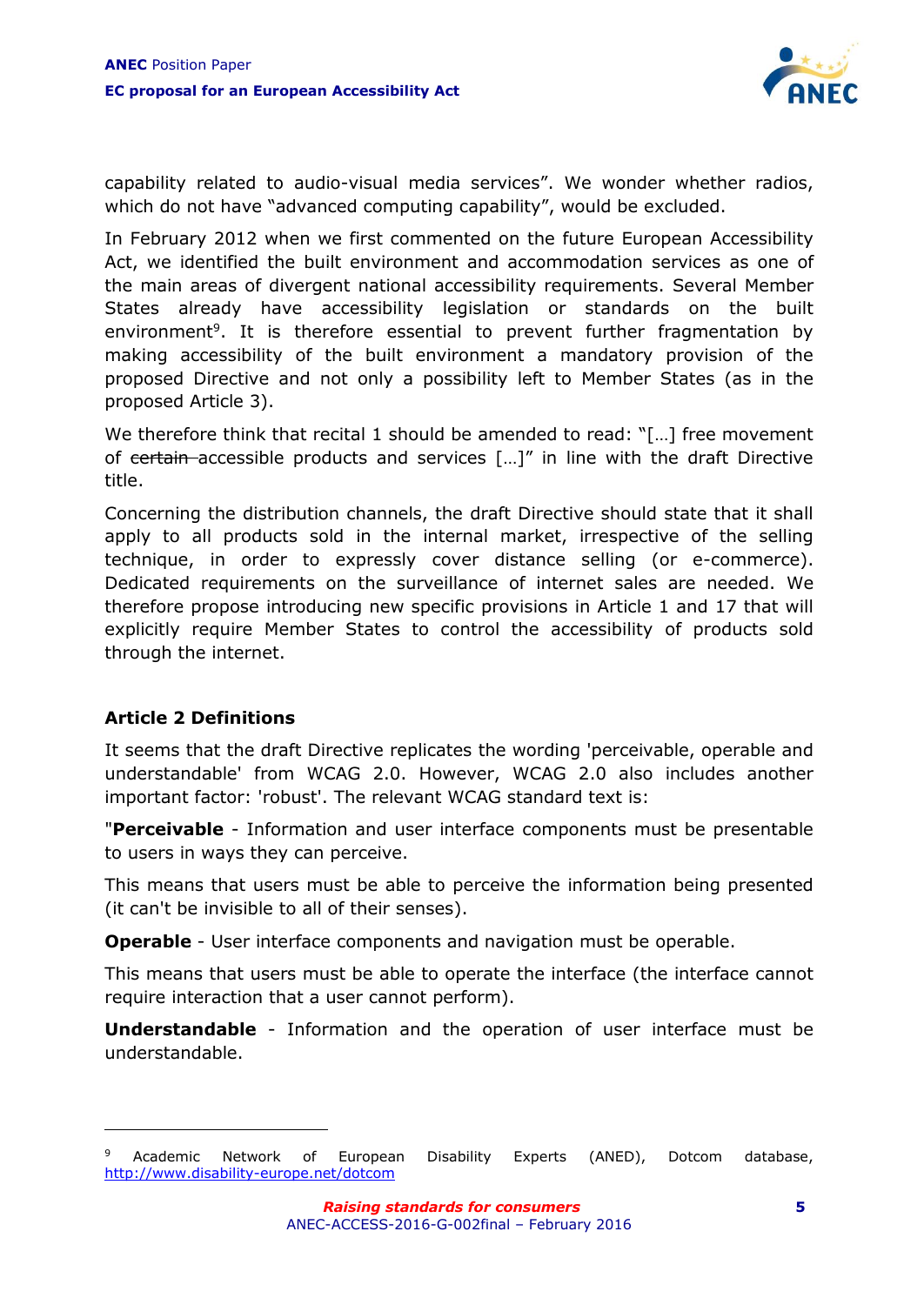capability related to audio-visual media services". We wonder whether radios, which do not have "advanced computing capability", would be excluded.

In February 2012 when we first commented on the future European Accessibility Act, we identified the built environment and accommodation services as one of the main areas of divergent national accessibility requirements. Several Member States already have accessibility legislation or standards on the built environment[9]. It is therefore essential to prevent further fragmentation by making accessibility of the built environment a mandatory provision of the proposed Directive and not only a possibility left to Member States (as in the proposed Article 3).

We therefore think that recital 1 should be amended to read: "[…] free movement of ~~certain~~ accessible products and services […]" in line with the draft Directive title.

Concerning the distribution channels, the draft Directive should state that it shall apply to all products sold in the internal market, irrespective of the selling technique, in order to expressly cover distance selling (or e-commerce). Dedicated requirements on the surveillance of internet sales are needed. We therefore propose introducing new specific provisions in Article 1 and 17 that will explicitly require Member States to control the accessibility of products sold through the internet.

### Article 2 Definitions

It seems that the draft Directive replicates the wording 'perceivable, operable and understandable' from WCAG 2.0. However, WCAG 2.0 also includes another important factor: 'robust'. The relevant WCAG standard text is:

"**Perceivable** - Information and user interface components must be presentable to users in ways they can perceive.

This means that users must be able to perceive the information being presented (it can't be invisible to all of their senses).

**Operable** - User interface components and navigation must be operable.

This means that users must be able to operate the interface (the interface cannot require interaction that a user cannot perform).

**Understandable** - Information and the operation of user interface must be understandable.

---

[9] Academic Network of European Disability Experts (ANED), Dotcom database, http://www.disability-europe.net/dotcom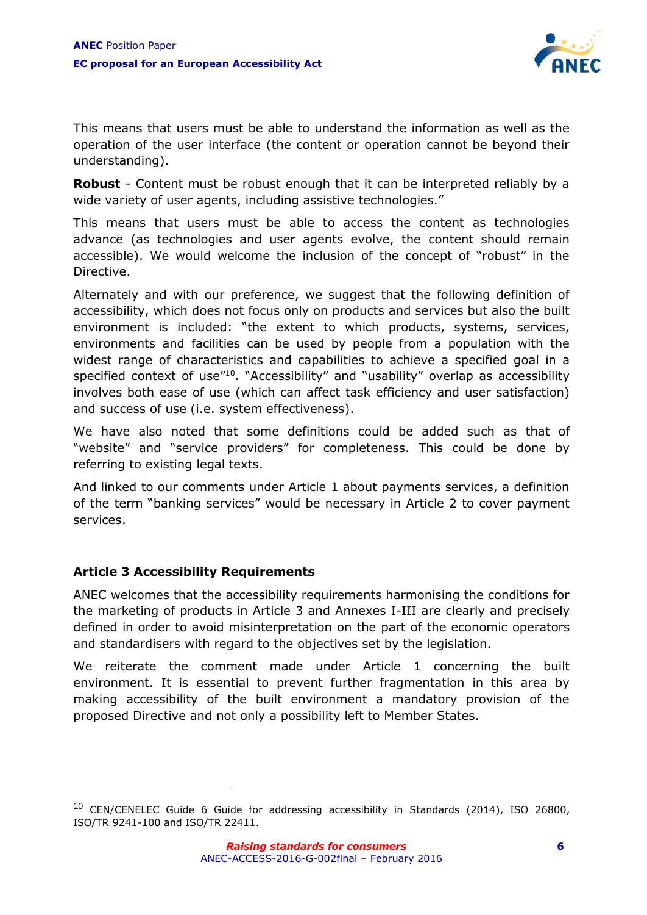This means that users must be able to understand the information as well as the operation of the user interface (the content or operation cannot be beyond their understanding).

**Robust** - Content must be robust enough that it can be interpreted reliably by a wide variety of user agents, including assistive technologies."

This means that users must be able to access the content as technologies advance (as technologies and user agents evolve, the content should remain accessible). We would welcome the inclusion of the concept of "robust" in the Directive.

Alternately and with our preference, we suggest that the following definition of accessibility, which does not focus only on products and services but also the built environment is included: "the extent to which products, systems, services, environments and facilities can be used by people from a population with the widest range of characteristics and capabilities to achieve a specified goal in a specified context of use"[10]. "Accessibility" and "usability" overlap as accessibility involves both ease of use (which can affect task efficiency and user satisfaction) and success of use (i.e. system effectiveness).

We have also noted that some definitions could be added such as that of "website" and "service providers" for completeness. This could be done by referring to existing legal texts.

And linked to our comments under Article 1 about payments services, a definition of the term "banking services" would be necessary in Article 2 to cover payment services.

### Article 3 Accessibility Requirements

ANEC welcomes that the accessibility requirements harmonising the conditions for the marketing of products in Article 3 and Annexes I-III are clearly and precisely defined in order to avoid misinterpretation on the part of the economic operators and standardisers with regard to the objectives set by the legislation.

We reiterate the comment made under Article 1 concerning the built environment. It is essential to prevent further fragmentation in this area by making accessibility of the built environment a mandatory provision of the proposed Directive and not only a possibility left to Member States.

---

[10] CEN/CENELEC Guide 6 Guide for addressing accessibility in Standards (2014), ISO 26800, ISO/TR 9241-100 and ISO/TR 22411.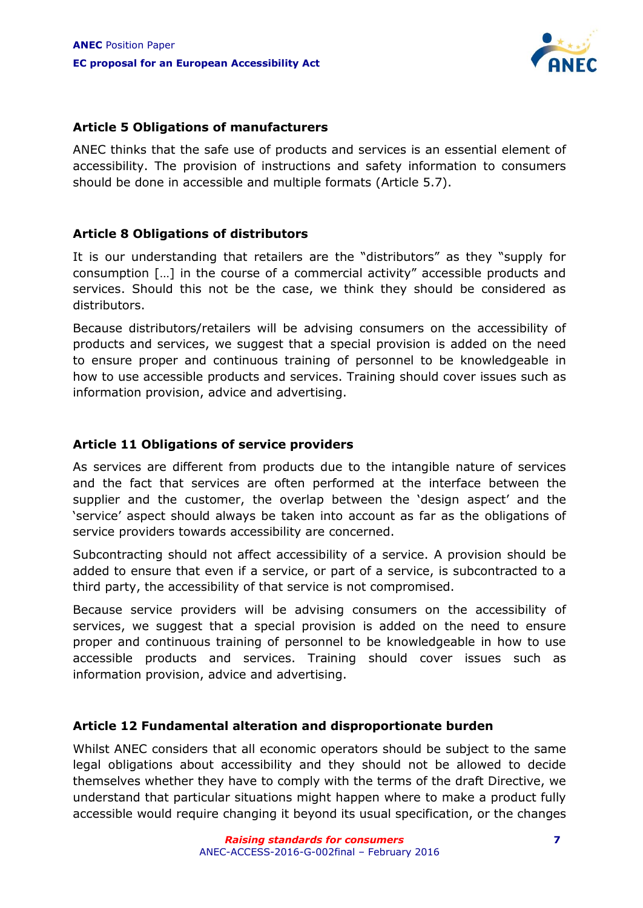### Article 5 Obligations of manufacturers

ANEC thinks that the safe use of products and services is an essential element of accessibility. The provision of instructions and safety information to consumers should be done in accessible and multiple formats (Article 5.7).

### Article 8 Obligations of distributors

It is our understanding that retailers are the "distributors" as they "supply for consumption […] in the course of a commercial activity" accessible products and services. Should this not be the case, we think they should be considered as distributors.

Because distributors/retailers will be advising consumers on the accessibility of products and services, we suggest that a special provision is added on the need to ensure proper and continuous training of personnel to be knowledgeable in how to use accessible products and services. Training should cover issues such as information provision, advice and advertising.

### Article 11 Obligations of service providers

As services are different from products due to the intangible nature of services and the fact that services are often performed at the interface between the supplier and the customer, the overlap between the 'design aspect' and the 'service' aspect should always be taken into account as far as the obligations of service providers towards accessibility are concerned.

Subcontracting should not affect accessibility of a service. A provision should be added to ensure that even if a service, or part of a service, is subcontracted to a third party, the accessibility of that service is not compromised.

Because service providers will be advising consumers on the accessibility of services, we suggest that a special provision is added on the need to ensure proper and continuous training of personnel to be knowledgeable in how to use accessible products and services. Training should cover issues such as information provision, advice and advertising.

### Article 12 Fundamental alteration and disproportionate burden

Whilst ANEC considers that all economic operators should be subject to the same legal obligations about accessibility and they should not be allowed to decide themselves whether they have to comply with the terms of the draft Directive, we understand that particular situations might happen where to make a product fully accessible would require changing it beyond its usual specification, or the changes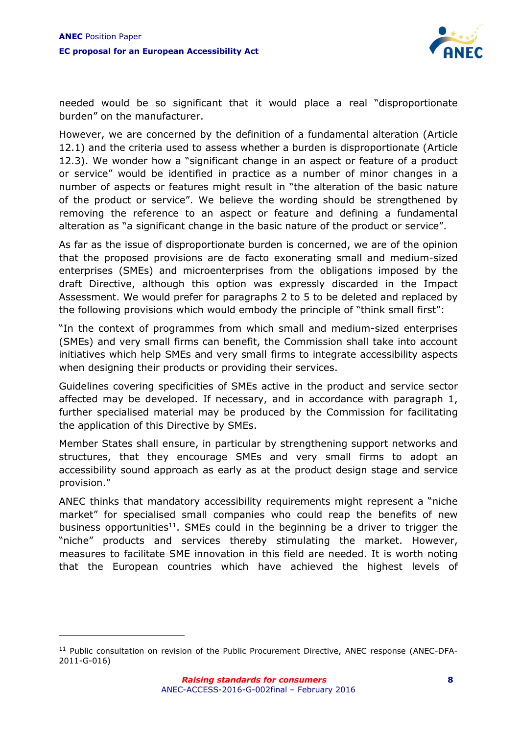needed would be so significant that it would place a real "disproportionate burden" on the manufacturer.

However, we are concerned by the definition of a fundamental alteration (Article 12.1) and the criteria used to assess whether a burden is disproportionate (Article 12.3). We wonder how a "significant change in an aspect or feature of a product or service" would be identified in practice as a number of minor changes in a number of aspects or features might result in "the alteration of the basic nature of the product or service". We believe the wording should be strengthened by removing the reference to an aspect or feature and defining a fundamental alteration as "a significant change in the basic nature of the product or service".

As far as the issue of disproportionate burden is concerned, we are of the opinion that the proposed provisions are de facto exonerating small and medium-sized enterprises (SMEs) and microenterprises from the obligations imposed by the draft Directive, although this option was expressly discarded in the Impact Assessment. We would prefer for paragraphs 2 to 5 to be deleted and replaced by the following provisions which would embody the principle of "think small first":

"In the context of programmes from which small and medium-sized enterprises (SMEs) and very small firms can benefit, the Commission shall take into account initiatives which help SMEs and very small firms to integrate accessibility aspects when designing their products or providing their services.

Guidelines covering specificities of SMEs active in the product and service sector affected may be developed. If necessary, and in accordance with paragraph 1, further specialised material may be produced by the Commission for facilitating the application of this Directive by SMEs.

Member States shall ensure, in particular by strengthening support networks and structures, that they encourage SMEs and very small firms to adopt an accessibility sound approach as early as at the product design stage and service provision."

ANEC thinks that mandatory accessibility requirements might represent a "niche market" for specialised small companies who could reap the benefits of new business opportunities[11]. SMEs could in the beginning be a driver to trigger the "niche" products and services thereby stimulating the market. However, measures to facilitate SME innovation in this field are needed. It is worth noting that the European countries which have achieved the highest levels of

[11] Public consultation on revision of the Public Procurement Directive, ANEC response (ANEC-DFA-2011-G-016)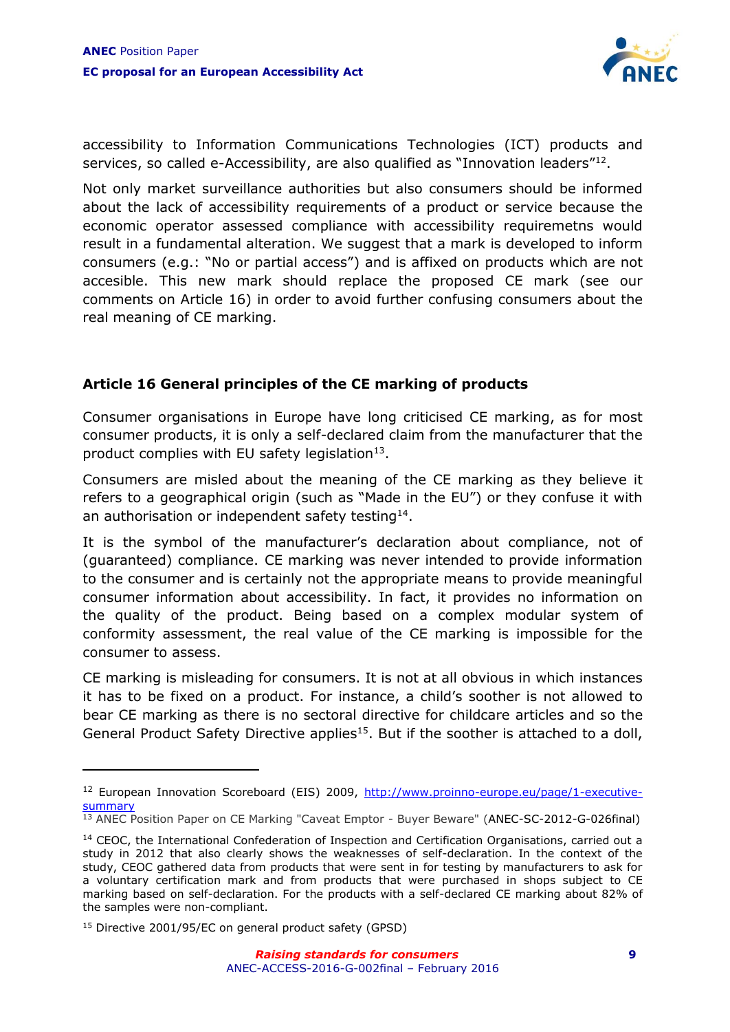accessibility to Information Communications Technologies (ICT) products and services, so called e-Accessibility, are also qualified as "Innovation leaders"[12].

Not only market surveillance authorities but also consumers should be informed about the lack of accessibility requirements of a product or service because the economic operator assessed compliance with accessibility requiremetns would result in a fundamental alteration. We suggest that a mark is developed to inform consumers (e.g.: "No or partial access") and is affixed on products which are not accesible. This new mark should replace the proposed CE mark (see our comments on Article 16) in order to avoid further confusing consumers about the real meaning of CE marking.

## Article 16 General principles of the CE marking of products

Consumer organisations in Europe have long criticised CE marking, as for most consumer products, it is only a self-declared claim from the manufacturer that the product complies with EU safety legislation[13].

Consumers are misled about the meaning of the CE marking as they believe it refers to a geographical origin (such as "Made in the EU") or they confuse it with an authorisation or independent safety testing[14].

It is the symbol of the manufacturer's declaration about compliance, not of (guaranteed) compliance. CE marking was never intended to provide information to the consumer and is certainly not the appropriate means to provide meaningful consumer information about accessibility. In fact, it provides no information on the quality of the product. Being based on a complex modular system of conformity assessment, the real value of the CE marking is impossible for the consumer to assess.

CE marking is misleading for consumers. It is not at all obvious in which instances it has to be fixed on a product. For instance, a child's soother is not allowed to bear CE marking as there is no sectoral directive for childcare articles and so the General Product Safety Directive applies[15]. But if the soother is attached to a doll,

---

[12] European Innovation Scoreboard (EIS) 2009, http://www.proinno-europe.eu/page/1-executive-summary

[13] ANEC Position Paper on CE Marking "Caveat Emptor - Buyer Beware" (ANEC-SC-2012-G-026final)

[14] CEOC, the International Confederation of Inspection and Certification Organisations, carried out a study in 2012 that also clearly shows the weaknesses of self-declaration. In the context of the study, CEOC gathered data from products that were sent in for testing by manufacturers to ask for a voluntary certification mark and from products that were purchased in shops subject to CE marking based on self-declaration. For the products with a self-declared CE marking about 82% of the samples were non-compliant.

[15] Directive 2001/95/EC on general product safety (GPSD)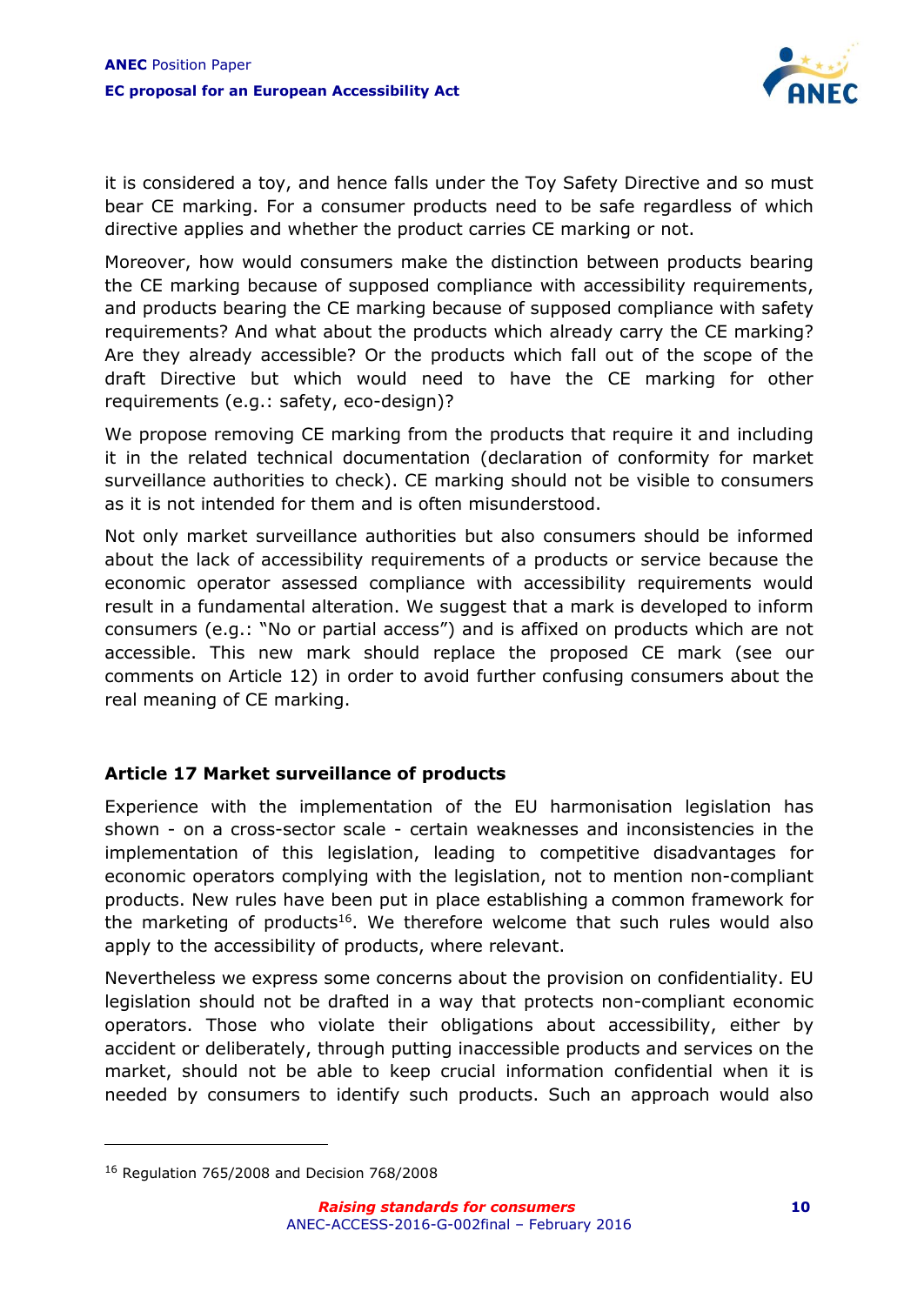it is considered a toy, and hence falls under the Toy Safety Directive and so must bear CE marking. For a consumer products need to be safe regardless of which directive applies and whether the product carries CE marking or not.

Moreover, how would consumers make the distinction between products bearing the CE marking because of supposed compliance with accessibility requirements, and products bearing the CE marking because of supposed compliance with safety requirements? And what about the products which already carry the CE marking? Are they already accessible? Or the products which fall out of the scope of the draft Directive but which would need to have the CE marking for other requirements (e.g.: safety, eco-design)?

We propose removing CE marking from the products that require it and including it in the related technical documentation (declaration of conformity for market surveillance authorities to check). CE marking should not be visible to consumers as it is not intended for them and is often misunderstood.

Not only market surveillance authorities but also consumers should be informed about the lack of accessibility requirements of a products or service because the economic operator assessed compliance with accessibility requirements would result in a fundamental alteration. We suggest that a mark is developed to inform consumers (e.g.: "No or partial access") and is affixed on products which are not accessible. This new mark should replace the proposed CE mark (see our comments on Article 12) in order to avoid further confusing consumers about the real meaning of CE marking.

### Article 17 Market surveillance of products

Experience with the implementation of the EU harmonisation legislation has shown - on a cross-sector scale - certain weaknesses and inconsistencies in the implementation of this legislation, leading to competitive disadvantages for economic operators complying with the legislation, not to mention non-compliant products. New rules have been put in place establishing a common framework for the marketing of products[16]. We therefore welcome that such rules would also apply to the accessibility of products, where relevant.

Nevertheless we express some concerns about the provision on confidentiality. EU legislation should not be drafted in a way that protects non-compliant economic operators. Those who violate their obligations about accessibility, either by accident or deliberately, through putting inaccessible products and services on the market, should not be able to keep crucial information confidential when it is needed by consumers to identify such products. Such an approach would also

[16] Regulation 765/2008 and Decision 768/2008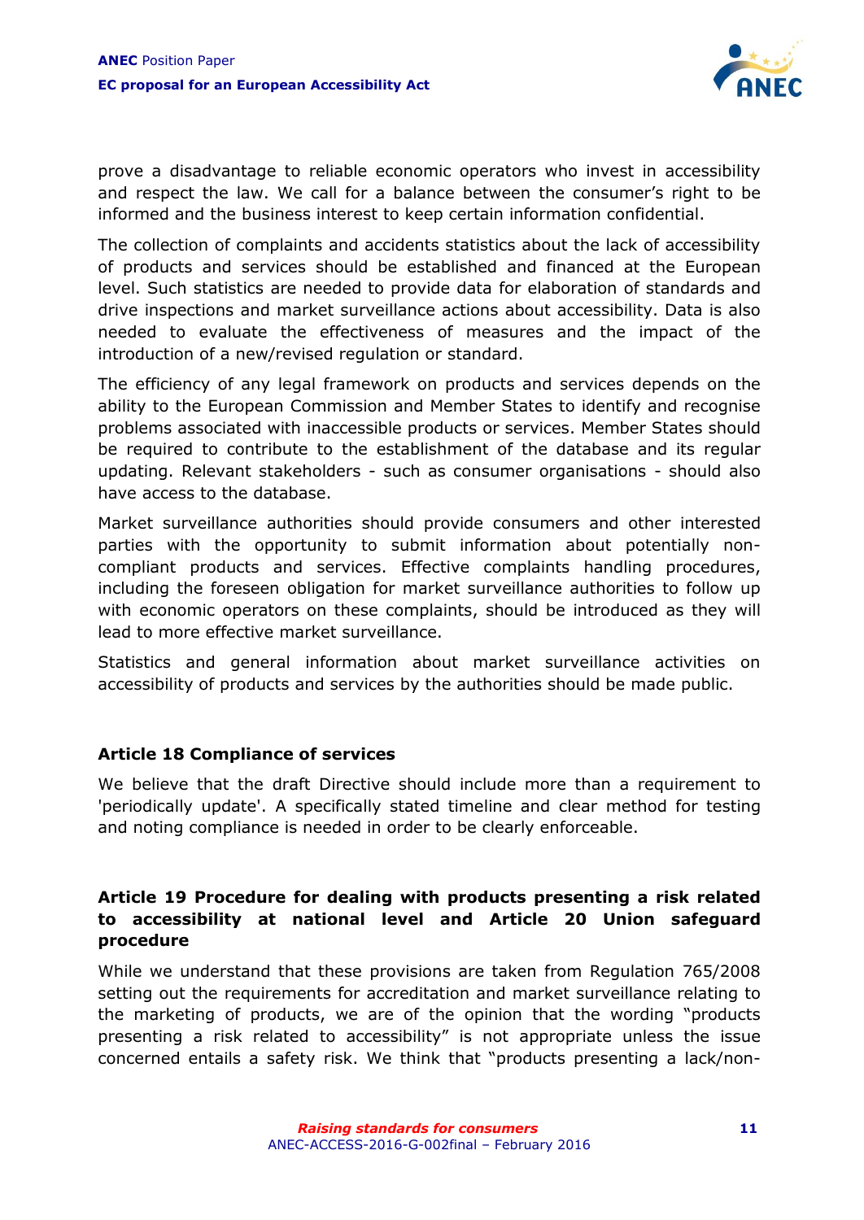prove a disadvantage to reliable economic operators who invest in accessibility and respect the law. We call for a balance between the consumer's right to be informed and the business interest to keep certain information confidential.

The collection of complaints and accidents statistics about the lack of accessibility of products and services should be established and financed at the European level. Such statistics are needed to provide data for elaboration of standards and drive inspections and market surveillance actions about accessibility. Data is also needed to evaluate the effectiveness of measures and the impact of the introduction of a new/revised regulation or standard.

The efficiency of any legal framework on products and services depends on the ability to the European Commission and Member States to identify and recognise problems associated with inaccessible products or services. Member States should be required to contribute to the establishment of the database and its regular updating. Relevant stakeholders - such as consumer organisations - should also have access to the database.

Market surveillance authorities should provide consumers and other interested parties with the opportunity to submit information about potentially non-compliant products and services. Effective complaints handling procedures, including the foreseen obligation for market surveillance authorities to follow up with economic operators on these complaints, should be introduced as they will lead to more effective market surveillance.

Statistics and general information about market surveillance activities on accessibility of products and services by the authorities should be made public.

**Article 18 Compliance of services**

We believe that the draft Directive should include more than a requirement to 'periodically update'. A specifically stated timeline and clear method for testing and noting compliance is needed in order to be clearly enforceable.

**Article 19 Procedure for dealing with products presenting a risk related to accessibility at national level and Article 20 Union safeguard procedure**

While we understand that these provisions are taken from Regulation 765/2008 setting out the requirements for accreditation and market surveillance relating to the marketing of products, we are of the opinion that the wording "products presenting a risk related to accessibility" is not appropriate unless the issue concerned entails a safety risk. We think that "products presenting a lack/non-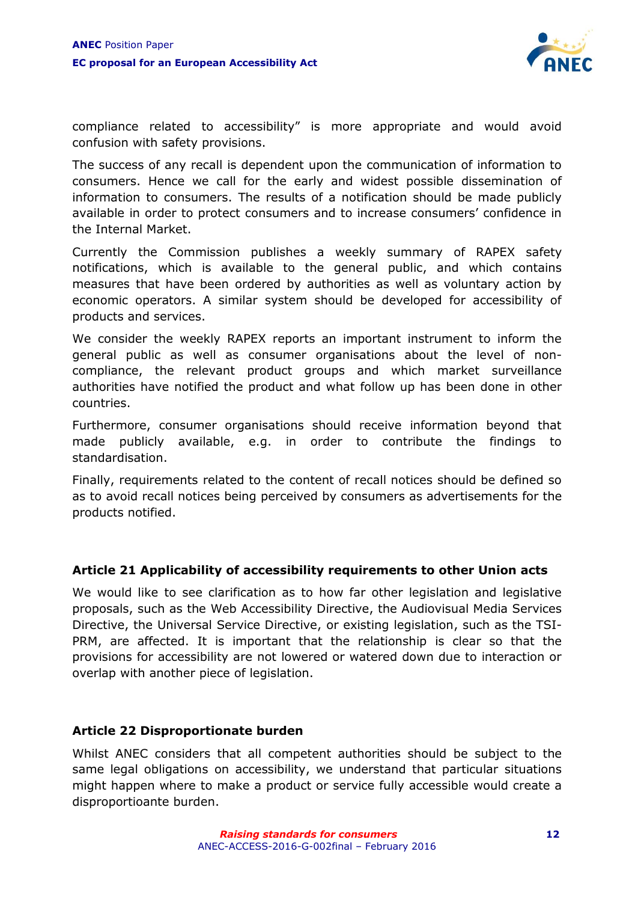compliance related to accessibility" is more appropriate and would avoid confusion with safety provisions.

The success of any recall is dependent upon the communication of information to consumers. Hence we call for the early and widest possible dissemination of information to consumers. The results of a notification should be made publicly available in order to protect consumers and to increase consumers' confidence in the Internal Market.

Currently the Commission publishes a weekly summary of RAPEX safety notifications, which is available to the general public, and which contains measures that have been ordered by authorities as well as voluntary action by economic operators. A similar system should be developed for accessibility of products and services.

We consider the weekly RAPEX reports an important instrument to inform the general public as well as consumer organisations about the level of non-compliance, the relevant product groups and which market surveillance authorities have notified the product and what follow up has been done in other countries.

Furthermore, consumer organisations should receive information beyond that made publicly available, e.g. in order to contribute the findings to standardisation.

Finally, requirements related to the content of recall notices should be defined so as to avoid recall notices being perceived by consumers as advertisements for the products notified.

### Article 21 Applicability of accessibility requirements to other Union acts

We would like to see clarification as to how far other legislation and legislative proposals, such as the Web Accessibility Directive, the Audiovisual Media Services Directive, the Universal Service Directive, or existing legislation, such as the TSI-PRM, are affected. It is important that the relationship is clear so that the provisions for accessibility are not lowered or watered down due to interaction or overlap with another piece of legislation.

### Article 22 Disproportionate burden

Whilst ANEC considers that all competent authorities should be subject to the same legal obligations on accessibility, we understand that particular situations might happen where to make a product or service fully accessible would create a disproportioante burden.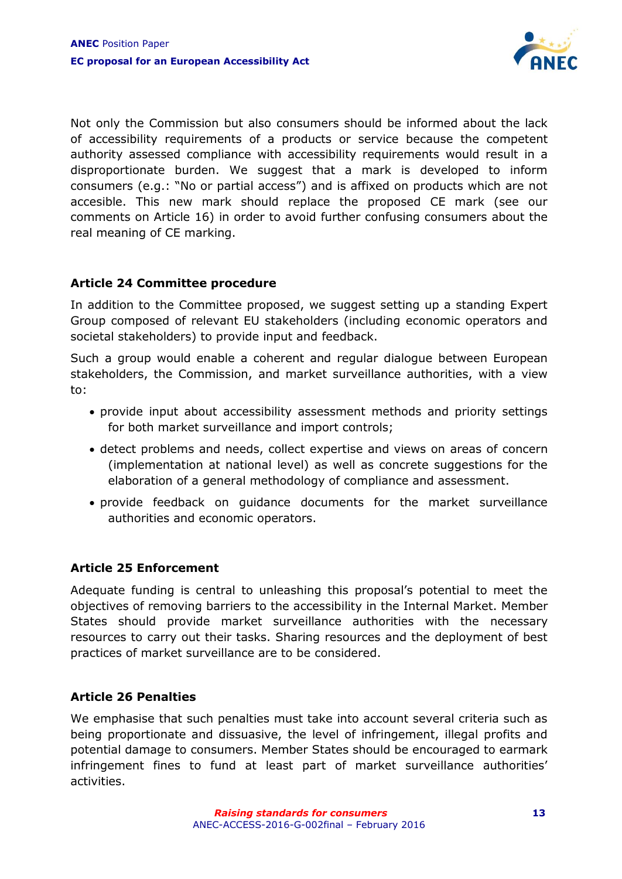Not only the Commission but also consumers should be informed about the lack of accessibility requirements of a products or service because the competent authority assessed compliance with accessibility requirements would result in a disproportionate burden. We suggest that a mark is developed to inform consumers (e.g.: "No or partial access") and is affixed on products which are not accesible. This new mark should replace the proposed CE mark (see our comments on Article 16) in order to avoid further confusing consumers about the real meaning of CE marking.

### Article 24 Committee procedure

In addition to the Committee proposed, we suggest setting up a standing Expert Group composed of relevant EU stakeholders (including economic operators and societal stakeholders) to provide input and feedback.

Such a group would enable a coherent and regular dialogue between European stakeholders, the Commission, and market surveillance authorities, with a view to:

- provide input about accessibility assessment methods and priority settings for both market surveillance and import controls;
- detect problems and needs, collect expertise and views on areas of concern (implementation at national level) as well as concrete suggestions for the elaboration of a general methodology of compliance and assessment.
- provide feedback on guidance documents for the market surveillance authorities and economic operators.

### Article 25 Enforcement

Adequate funding is central to unleashing this proposal's potential to meet the objectives of removing barriers to the accessibility in the Internal Market. Member States should provide market surveillance authorities with the necessary resources to carry out their tasks. Sharing resources and the deployment of best practices of market surveillance are to be considered.

### Article 26 Penalties

We emphasise that such penalties must take into account several criteria such as being proportionate and dissuasive, the level of infringement, illegal profits and potential damage to consumers. Member States should be encouraged to earmark infringement fines to fund at least part of market surveillance authorities' activities.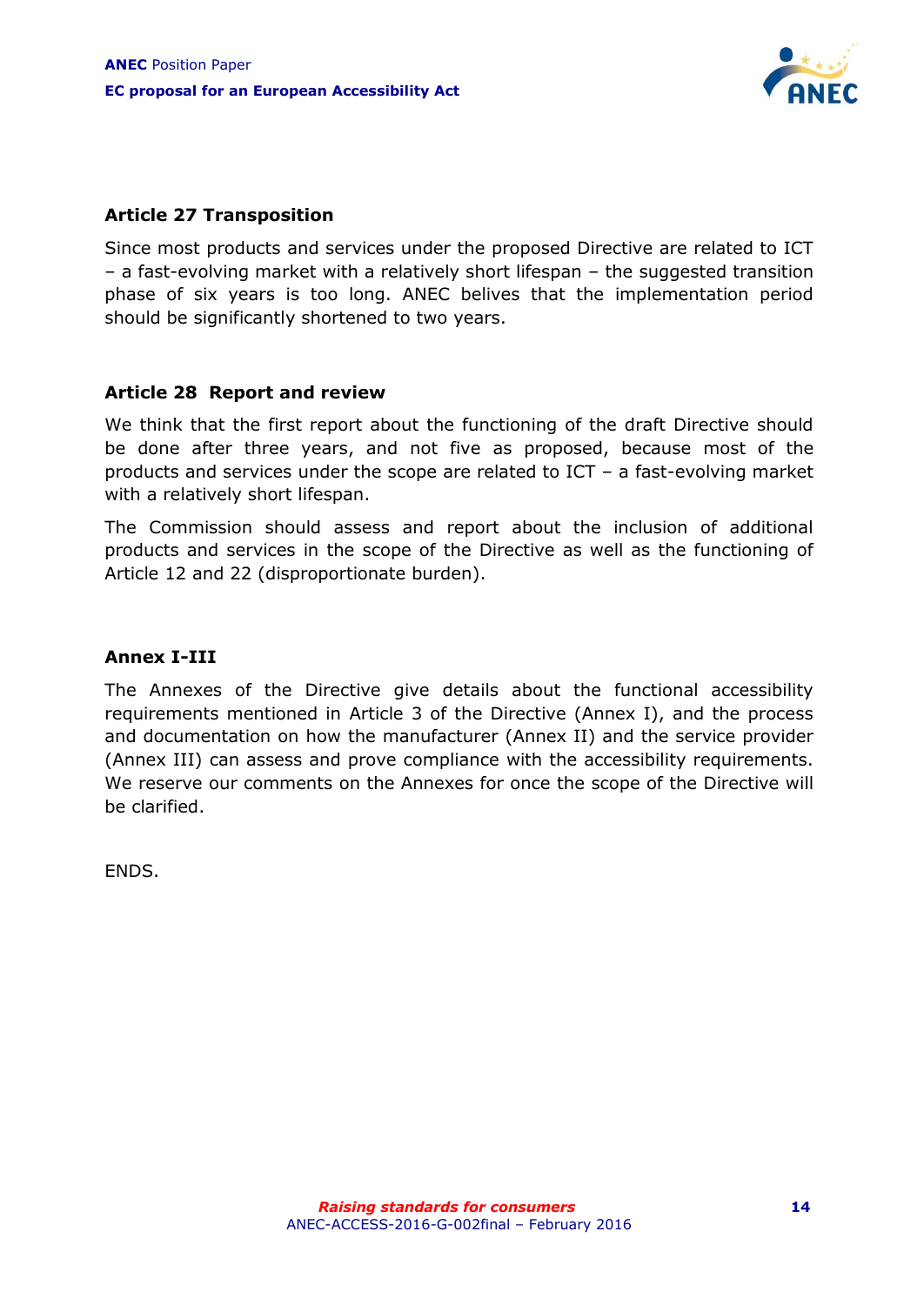### Article 27 Transposition

Since most products and services under the proposed Directive are related to ICT – a fast-evolving market with a relatively short lifespan – the suggested transition phase of six years is too long. ANEC belives that the implementation period should be significantly shortened to two years.

### Article 28 Report and review

We think that the first report about the functioning of the draft Directive should be done after three years, and not five as proposed, because most of the products and services under the scope are related to ICT – a fast-evolving market with a relatively short lifespan.

The Commission should assess and report about the inclusion of additional products and services in the scope of the Directive as well as the functioning of Article 12 and 22 (disproportionate burden).

### Annex I-III

The Annexes of the Directive give details about the functional accessibility requirements mentioned in Article 3 of the Directive (Annex I), and the process and documentation on how the manufacturer (Annex II) and the service provider (Annex III) can assess and prove compliance with the accessibility requirements. We reserve our comments on the Annexes for once the scope of the Directive will be clarified.

ENDS.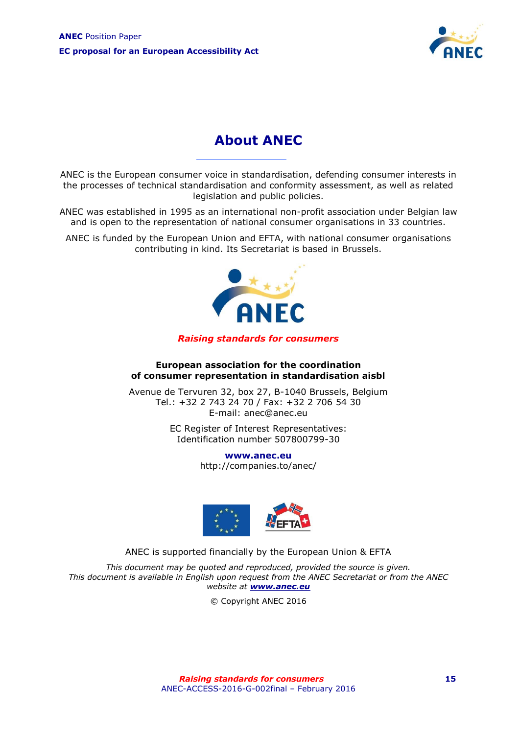# About ANEC

ANEC is the European consumer voice in standardisation, defending consumer interests in the processes of technical standardisation and conformity assessment, as well as related legislation and public policies.

ANEC was established in 1995 as an international non-profit association under Belgian law and is open to the representation of national consumer organisations in 33 countries.

ANEC is funded by the European Union and EFTA, with national consumer organisations contributing in kind. Its Secretariat is based in Brussels.

***Raising standards for consumers***

**European association for the coordination of consumer representation in standardisation aisbl**

Avenue de Tervuren 32, box 27, B-1040 Brussels, Belgium
Tel.: +32 2 743 24 70 / Fax: +32 2 706 54 30
E-mail: anec@anec.eu

EC Register of Interest Representatives:
Identification number 507800799-30

**www.anec.eu**
http://companies.to/anec/

ANEC is supported financially by the European Union & EFTA

*This document may be quoted and reproduced, provided the source is given.*
*This document is available in English upon request from the ANEC Secretariat or from the ANEC website at* ***www.anec.eu***

© Copyright ANEC 2016

ANEC-ACCESS-2016-G-002final – February 2016